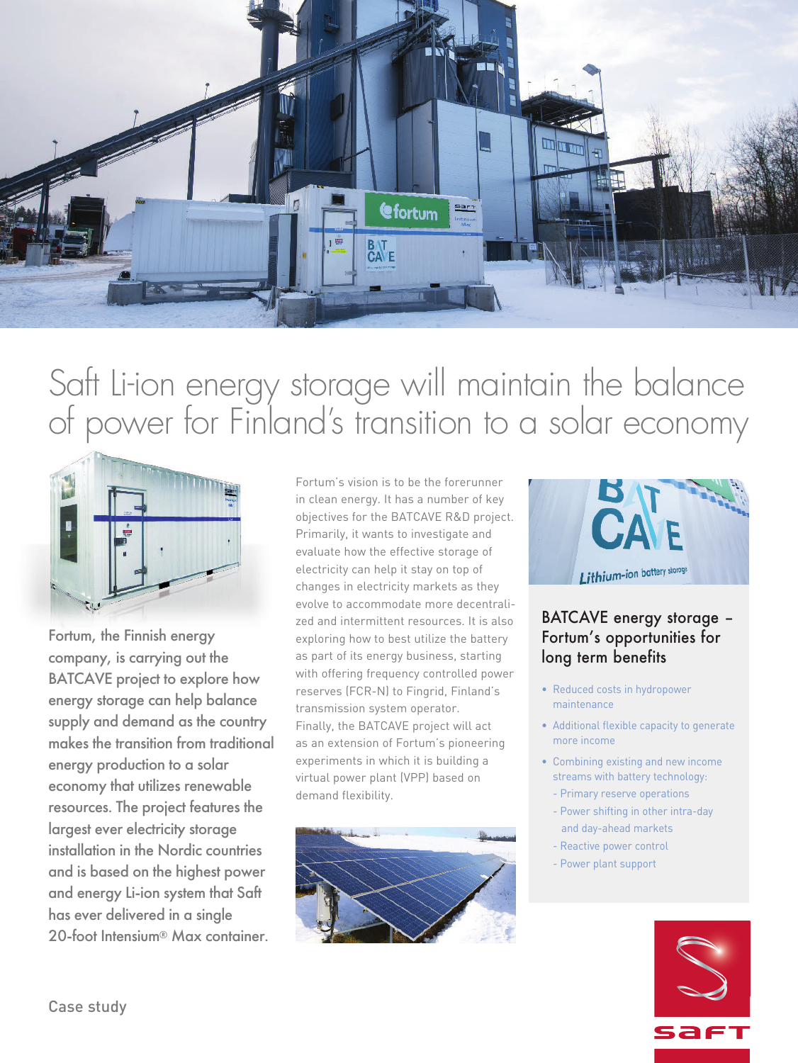# Saft Li-ion energy storage will maintain the balance of power for Finland's transition to a solar economy

Fortum, the Finnish energy company, is carrying out the BATCAVE project to explore how energy storage can help balance supply and demand as the country makes the transition from traditional energy production to a solar economy that utilizes renewable resources. The project features the largest ever electricity storage installation in the Nordic countries and is based on the highest power and energy Li-ion system that Saft has ever delivered in a single 20-foot Intensium® Max container.

Fortum's vision is to be the forerunner in clean energy. It has a number of key objectives for the BATCAVE R&D project. Primarily, it wants to investigate and evaluate how the effective storage of electricity can help it stay on top of changes in electricity markets as they evolve to accommodate more decentralized and intermittent resources. It is also exploring how to best utilize the battery as part of its energy business, starting with offering frequency controlled power reserves (FCR-N) to Fingrid, Finland's transmission system operator. Finally, the BATCAVE project will act as an extension of Fortum's pioneering experiments in which it is building a virtual power plant (VPP) based on demand flexibility.

## BATCAVE energy storage – Fortum's opportunities for long term benefits

- Reduced costs in hydropower maintenance
- Additional flexible capacity to generate more income
- Combining existing and new income streams with battery technology:
  - Primary reserve operations
  - Power shifting in other intra-day and day-ahead markets
  - Reactive power control
  - Power plant support

Case study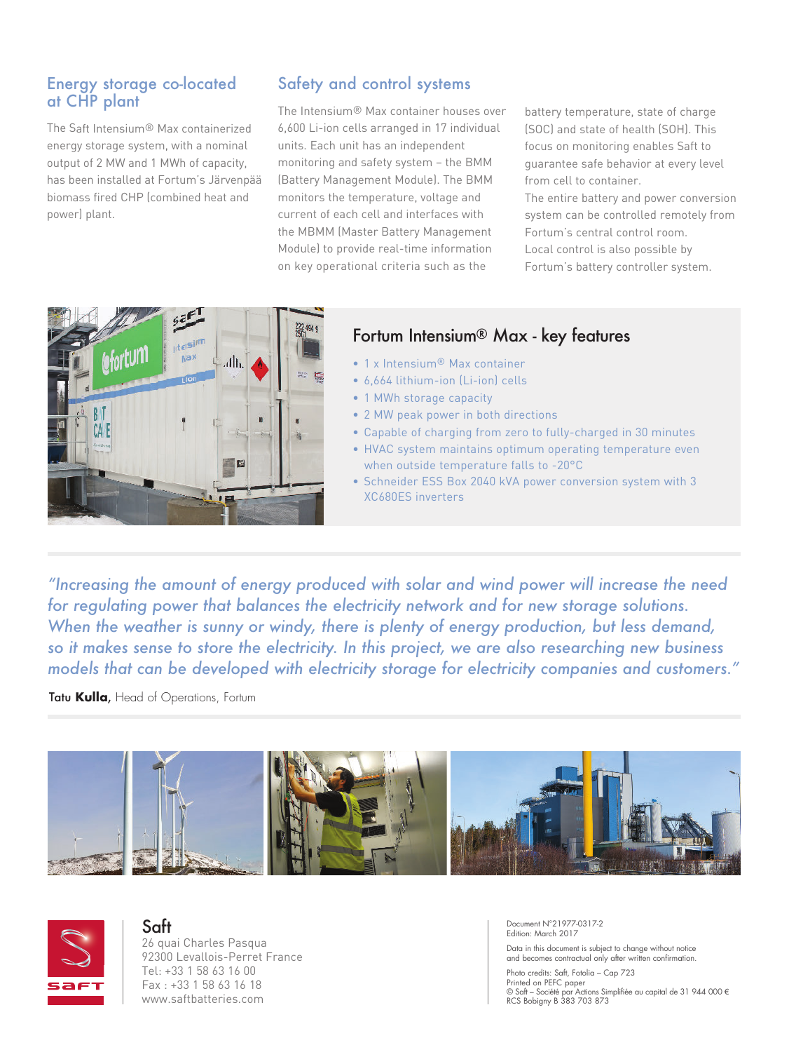## Energy storage co-located at CHP plant

The Saft Intensium® Max containerized energy storage system, with a nominal output of 2 MW and 1 MWh of capacity, has been installed at Fortum's Järvenpää biomass fired CHP (combined heat and power) plant.

## Safety and control systems

The Intensium® Max container houses over 6,600 Li-ion cells arranged in 17 individual units. Each unit has an independent monitoring and safety system – the BMM (Battery Management Module). The BMM monitors the temperature, voltage and current of each cell and interfaces with the MBMM (Master Battery Management Module) to provide real-time information on key operational criteria such as the battery temperature, state of charge (SOC) and state of health (SOH). This focus on monitoring enables Saft to guarantee safe behavior at every level from cell to container.

The entire battery and power conversion system can be controlled remotely from Fortum's central control room.

Local control is also possible by Fortum's battery controller system.

## Fortum Intensium® Max - key features

- 1 x Intensium® Max container
- 6,664 lithium-ion (Li-ion) cells
- 1 MWh storage capacity
- 2 MW peak power in both directions
- Capable of charging from zero to fully-charged in 30 minutes
- HVAC system maintains optimum operating temperature even when outside temperature falls to -20°C
- Schneider ESS Box 2040 kVA power conversion system with 3 XC680ES inverters

*"Increasing the amount of energy produced with solar and wind power will increase the need for regulating power that balances the electricity network and for new storage solutions. When the weather is sunny or windy, there is plenty of energy production, but less demand, so it makes sense to store the electricity. In this project, we are also researching new business models that can be developed with electricity storage for electricity companies and customers."*

Tatu **Kulla,** Head of Operations, Fortum

**Saft**
26 quai Charles Pasqua
92300 Levallois-Perret France
Tel: +33 1 58 63 16 00
Fax : +33 1 58 63 16 18
www.saftbatteries.com

Document N°21977-0317-2
Edition: March 2017

Data in this document is subject to change without notice and becomes contractual only after written confirmation.

Photo credits: Saft, Fotolia – Cap 723
Printed on PEFC paper
© Saft – Société par Actions Simplifiée au capital de 31 944 000 €
RCS Bobigny B 383 703 873